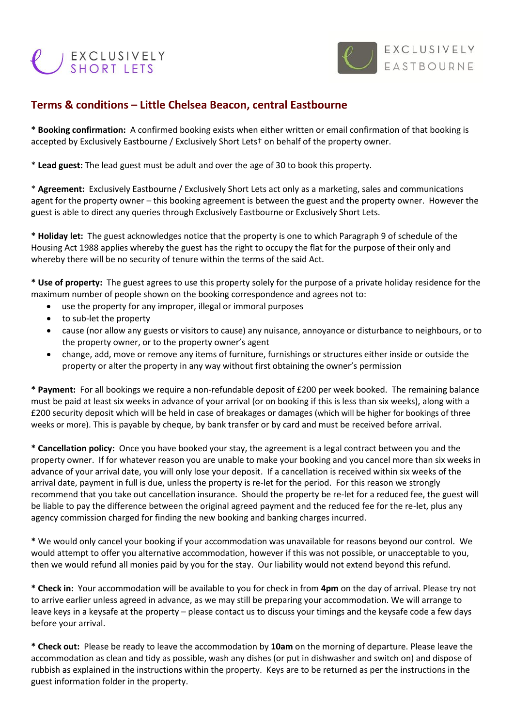EXCLUSIVELY SHORT LETS

EXCLUSIVELY EASTBOURNE

## Terms & conditions – Little Chelsea Beacon, central Eastbourne

* **Booking confirmation:** A confirmed booking exists when either written or email confirmation of that booking is accepted by Exclusively Eastbourne / Exclusively Short Lets† on behalf of the property owner.

* **Lead guest:** The lead guest must be adult and over the age of 30 to book this property.

* **Agreement:** Exclusively Eastbourne / Exclusively Short Lets act only as a marketing, sales and communications agent for the property owner – this booking agreement is between the guest and the property owner. However the guest is able to direct any queries through Exclusively Eastbourne or Exclusively Short Lets.

* **Holiday let:** The guest acknowledges notice that the property is one to which Paragraph 9 of schedule of the Housing Act 1988 applies whereby the guest has the right to occupy the flat for the purpose of their only and whereby there will be no security of tenure within the terms of the said Act.

* **Use of property:** The guest agrees to use this property solely for the purpose of a private holiday residence for the maximum number of people shown on the booking correspondence and agrees not to:

- use the property for any improper, illegal or immoral purposes
- to sub-let the property
- cause (nor allow any guests or visitors to cause) any nuisance, annoyance or disturbance to neighbours, or to the property owner, or to the property owner's agent
- change, add, move or remove any items of furniture, furnishings or structures either inside or outside the property or alter the property in any way without first obtaining the owner's permission

* **Payment:** For all bookings we require a non-refundable deposit of £200 per week booked. The remaining balance must be paid at least six weeks in advance of your arrival (or on booking if this is less than six weeks), along with a £200 security deposit which will be held in case of breakages or damages (which will be higher for bookings of three weeks or more). This is payable by cheque, by bank transfer or by card and must be received before arrival.

* **Cancellation policy:** Once you have booked your stay, the agreement is a legal contract between you and the property owner. If for whatever reason you are unable to make your booking and you cancel more than six weeks in advance of your arrival date, you will only lose your deposit. If a cancellation is received within six weeks of the arrival date, payment in full is due, unless the property is re-let for the period. For this reason we strongly recommend that you take out cancellation insurance. Should the property be re-let for a reduced fee, the guest will be liable to pay the difference between the original agreed payment and the reduced fee for the re-let, plus any agency commission charged for finding the new booking and banking charges incurred.

* We would only cancel your booking if your accommodation was unavailable for reasons beyond our control. We would attempt to offer you alternative accommodation, however if this was not possible, or unacceptable to you, then we would refund all monies paid by you for the stay. Our liability would not extend beyond this refund.

* **Check in:** Your accommodation will be available to you for check in from **4pm** on the day of arrival. Please try not to arrive earlier unless agreed in advance, as we may still be preparing your accommodation. We will arrange to leave keys in a keysafe at the property – please contact us to discuss your timings and the keysafe code a few days before your arrival.

* **Check out:** Please be ready to leave the accommodation by **10am** on the morning of departure. Please leave the accommodation as clean and tidy as possible, wash any dishes (or put in dishwasher and switch on) and dispose of rubbish as explained in the instructions within the property. Keys are to be returned as per the instructions in the guest information folder in the property.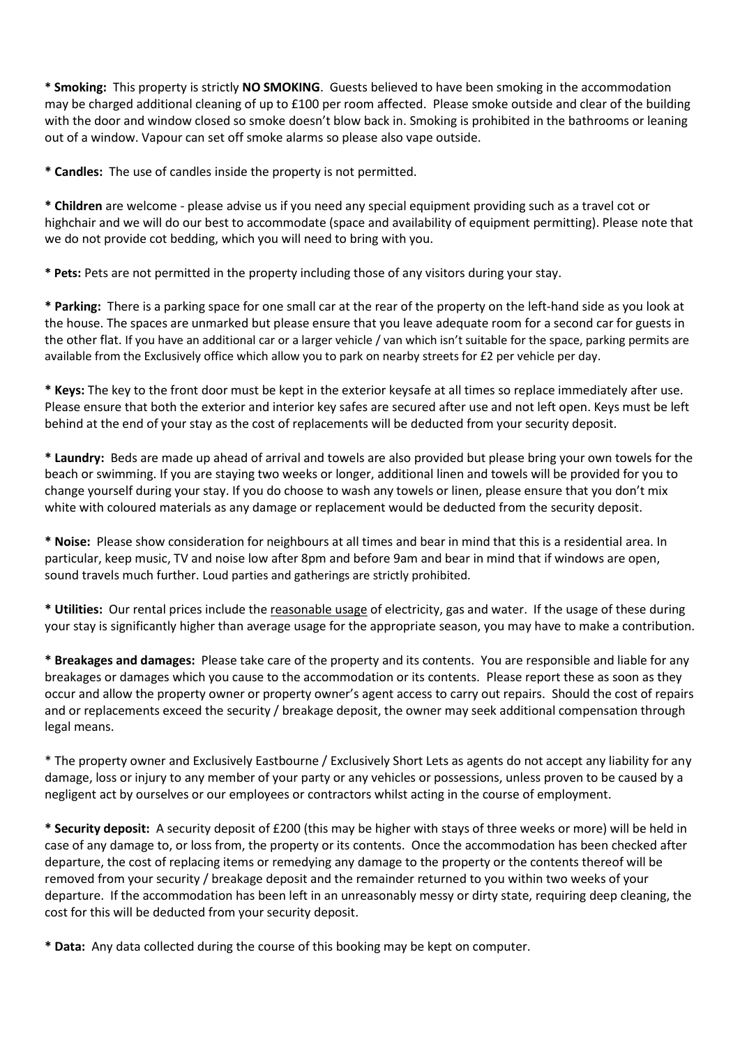**\* Smoking:** This property is strictly **NO SMOKING**. Guests believed to have been smoking in the accommodation may be charged additional cleaning of up to £100 per room affected. Please smoke outside and clear of the building with the door and window closed so smoke doesn't blow back in. Smoking is prohibited in the bathrooms or leaning out of a window. Vapour can set off smoke alarms so please also vape outside.

**\* Candles:** The use of candles inside the property is not permitted.

**\* Children** are welcome - please advise us if you need any special equipment providing such as a travel cot or highchair and we will do our best to accommodate (space and availability of equipment permitting). Please note that we do not provide cot bedding, which you will need to bring with you.

**\* Pets:** Pets are not permitted in the property including those of any visitors during your stay.

**\* Parking:** There is a parking space for one small car at the rear of the property on the left-hand side as you look at the house. The spaces are unmarked but please ensure that you leave adequate room for a second car for guests in the other flat. If you have an additional car or a larger vehicle / van which isn't suitable for the space, parking permits are available from the Exclusively office which allow you to park on nearby streets for £2 per vehicle per day.

**\* Keys:** The key to the front door must be kept in the exterior keysafe at all times so replace immediately after use. Please ensure that both the exterior and interior key safes are secured after use and not left open. Keys must be left behind at the end of your stay as the cost of replacements will be deducted from your security deposit.

**\* Laundry:** Beds are made up ahead of arrival and towels are also provided but please bring your own towels for the beach or swimming. If you are staying two weeks or longer, additional linen and towels will be provided for you to change yourself during your stay. If you do choose to wash any towels or linen, please ensure that you don't mix white with coloured materials as any damage or replacement would be deducted from the security deposit.

**\* Noise:** Please show consideration for neighbours at all times and bear in mind that this is a residential area. In particular, keep music, TV and noise low after 8pm and before 9am and bear in mind that if windows are open, sound travels much further. Loud parties and gatherings are strictly prohibited.

**\* Utilities:** Our rental prices include the <u>reasonable usage</u> of electricity, gas and water. If the usage of these during your stay is significantly higher than average usage for the appropriate season, you may have to make a contribution.

**\* Breakages and damages:** Please take care of the property and its contents. You are responsible and liable for any breakages or damages which you cause to the accommodation or its contents. Please report these as soon as they occur and allow the property owner or property owner's agent access to carry out repairs. Should the cost of repairs and or replacements exceed the security / breakage deposit, the owner may seek additional compensation through legal means.

\* The property owner and Exclusively Eastbourne / Exclusively Short Lets as agents do not accept any liability for any damage, loss or injury to any member of your party or any vehicles or possessions, unless proven to be caused by a negligent act by ourselves or our employees or contractors whilst acting in the course of employment.

**\* Security deposit:** A security deposit of £200 (this may be higher with stays of three weeks or more) will be held in case of any damage to, or loss from, the property or its contents. Once the accommodation has been checked after departure, the cost of replacing items or remedying any damage to the property or the contents thereof will be removed from your security / breakage deposit and the remainder returned to you within two weeks of your departure. If the accommodation has been left in an unreasonably messy or dirty state, requiring deep cleaning, the cost for this will be deducted from your security deposit.

**\* Data:** Any data collected during the course of this booking may be kept on computer.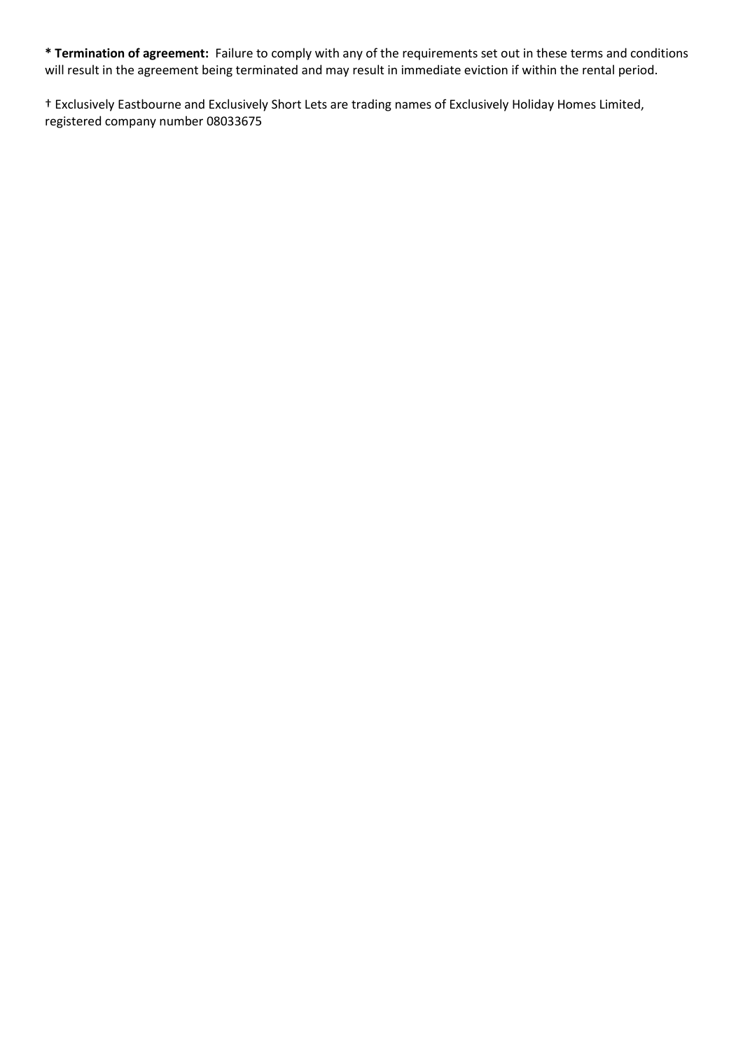**\* Termination of agreement:** Failure to comply with any of the requirements set out in these terms and conditions will result in the agreement being terminated and may result in immediate eviction if within the rental period.

† Exclusively Eastbourne and Exclusively Short Lets are trading names of Exclusively Holiday Homes Limited, registered company number 08033675